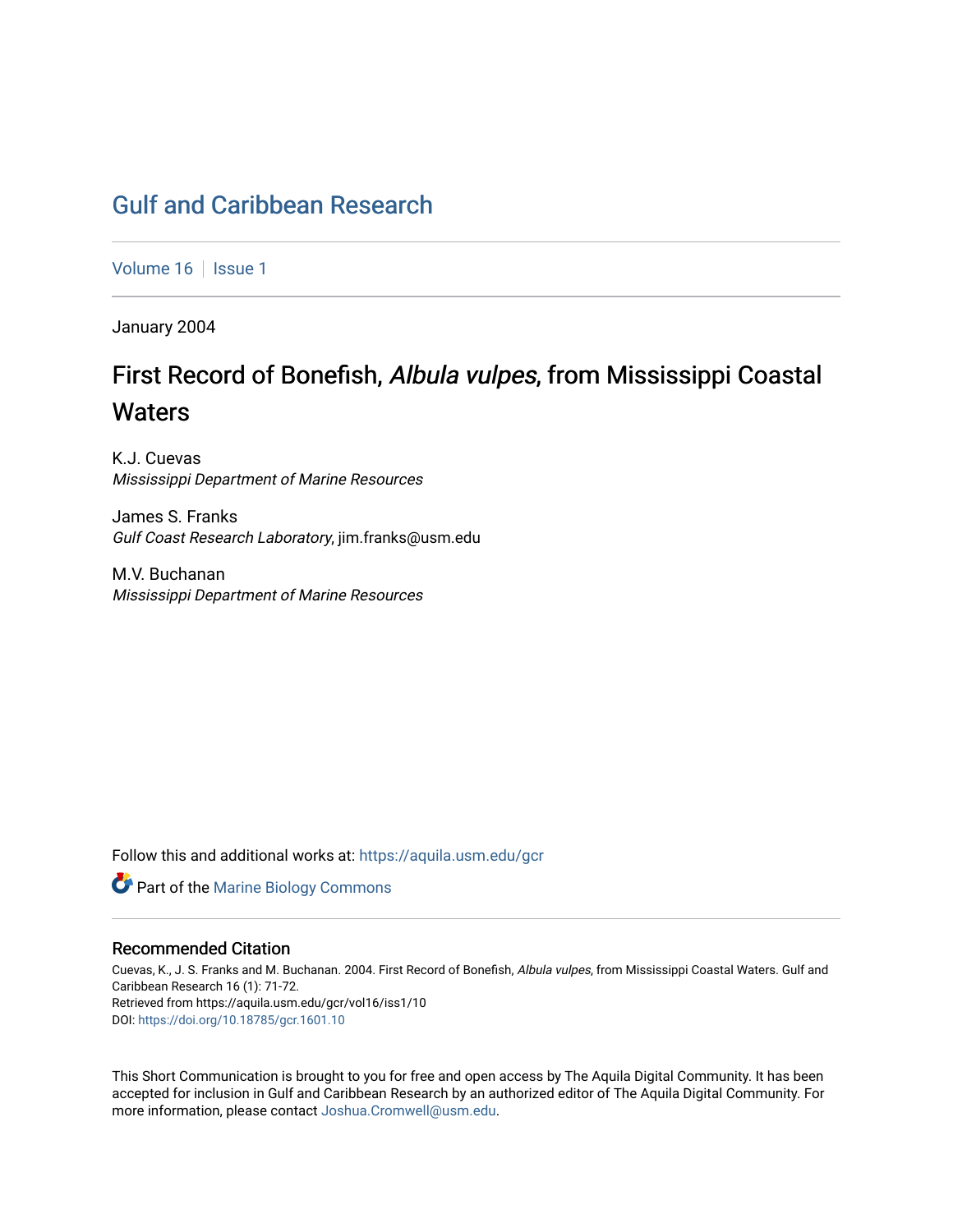# Gulf and Caribbean Research

Volume 16 | Issue 1

January 2004

## First Record of Bonefish, *Albula vulpes*, from Mississippi Coastal Waters

K.J. Cuevas
*Mississippi Department of Marine Resources*

James S. Franks
*Gulf Coast Research Laboratory*, jim.franks@usm.edu

M.V. Buchanan
*Mississippi Department of Marine Resources*

Follow this and additional works at: https://aquila.usm.edu/gcr

Part of the Marine Biology Commons

### Recommended Citation

Cuevas, K., J. S. Franks and M. Buchanan. 2004. First Record of Bonefish, *Albula vulpes*, from Mississippi Coastal Waters. Gulf and Caribbean Research 16 (1): 71-72.
Retrieved from https://aquila.usm.edu/gcr/vol16/iss1/10
DOI: https://doi.org/10.18785/gcr.1601.10

This Short Communication is brought to you for free and open access by The Aquila Digital Community. It has been accepted for inclusion in Gulf and Caribbean Research by an authorized editor of The Aquila Digital Community. For more information, please contact Joshua.Cromwell@usm.edu.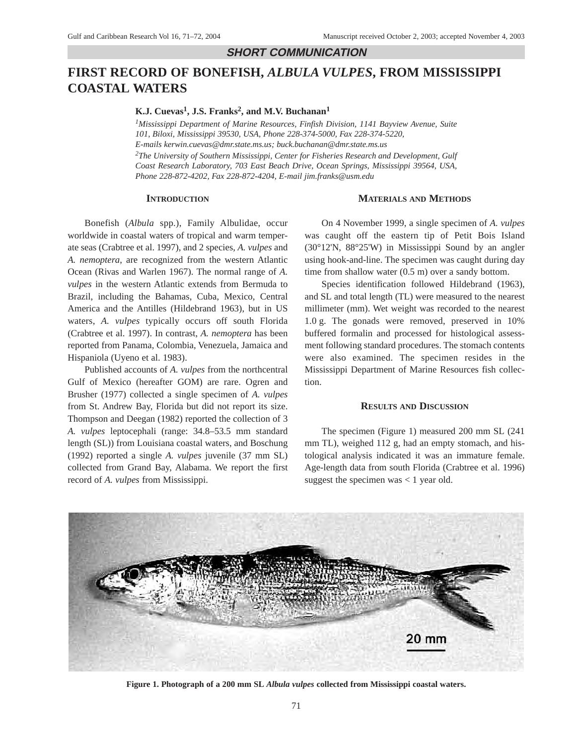**SHORT COMMUNICATION**

# FIRST RECORD OF BONEFISH, *ALBULA VULPES*, FROM MISSISSIPPI COASTAL WATERS

**K.J. Cuevas[1], J.S. Franks[2], and M.V. Buchanan[1]**

*[1]Mississippi Department of Marine Resources, Finfish Division, 1141 Bayview Avenue, Suite 101, Biloxi, Mississippi 39530, USA, Phone 228-374-5000, Fax 228-374-5220, E-mails kerwin.cuevas@dmr.state.ms.us; buck.buchanan@dmr.state.ms.us*

*[2]The University of Southern Mississippi, Center for Fisheries Research and Development, Gulf Coast Research Laboratory, 703 East Beach Drive, Ocean Springs, Mississippi 39564, USA, Phone 228-872-4202, Fax 228-872-4204, E-mail jim.franks@usm.edu*

## INTRODUCTION

Bonefish (*Albula* spp.), Family Albulidae, occur worldwide in coastal waters of tropical and warm temperate seas (Crabtree et al. 1997), and 2 species, *A. vulpes* and *A. nemoptera*, are recognized from the western Atlantic Ocean (Rivas and Warlen 1967). The normal range of *A. vulpes* in the western Atlantic extends from Bermuda to Brazil, including the Bahamas, Cuba, Mexico, Central America and the Antilles (Hildebrand 1963), but in US waters, *A. vulpes* typically occurs off south Florida (Crabtree et al. 1997). In contrast, *A. nemoptera* has been reported from Panama, Colombia, Venezuela, Jamaica and Hispaniola (Uyeno et al. 1983).

Published accounts of *A. vulpes* from the northcentral Gulf of Mexico (hereafter GOM) are rare. Ogren and Brusher (1977) collected a single specimen of *A. vulpes* from St. Andrew Bay, Florida but did not report its size. Thompson and Deegan (1982) reported the collection of 3 *A. vulpes* leptocephali (range: 34.8–53.5 mm standard length (SL)) from Louisiana coastal waters, and Boschung (1992) reported a single *A. vulpes* juvenile (37 mm SL) collected from Grand Bay, Alabama. We report the first record of *A. vulpes* from Mississippi.

## MATERIALS AND METHODS

On 4 November 1999, a single specimen of *A. vulpes* was caught off the eastern tip of Petit Bois Island (30°12'N, 88°25'W) in Mississippi Sound by an angler using hook-and-line. The specimen was caught during day time from shallow water (0.5 m) over a sandy bottom.

Species identification followed Hildebrand (1963), and SL and total length (TL) were measured to the nearest millimeter (mm). Wet weight was recorded to the nearest 1.0 g. The gonads were removed, preserved in 10% buffered formalin and processed for histological assessment following standard procedures. The stomach contents were also examined. The specimen resides in the Mississippi Department of Marine Resources fish collection.

## RESULTS AND DISCUSSION

The specimen (Figure 1) measured 200 mm SL (241 mm TL), weighed 112 g, had an empty stomach, and histological analysis indicated it was an immature female. Age-length data from south Florida (Crabtree et al. 1996) suggest the specimen was < 1 year old.

**Figure 1. Photograph of a 200 mm SL *Albula vulpes* collected from Mississippi coastal waters.**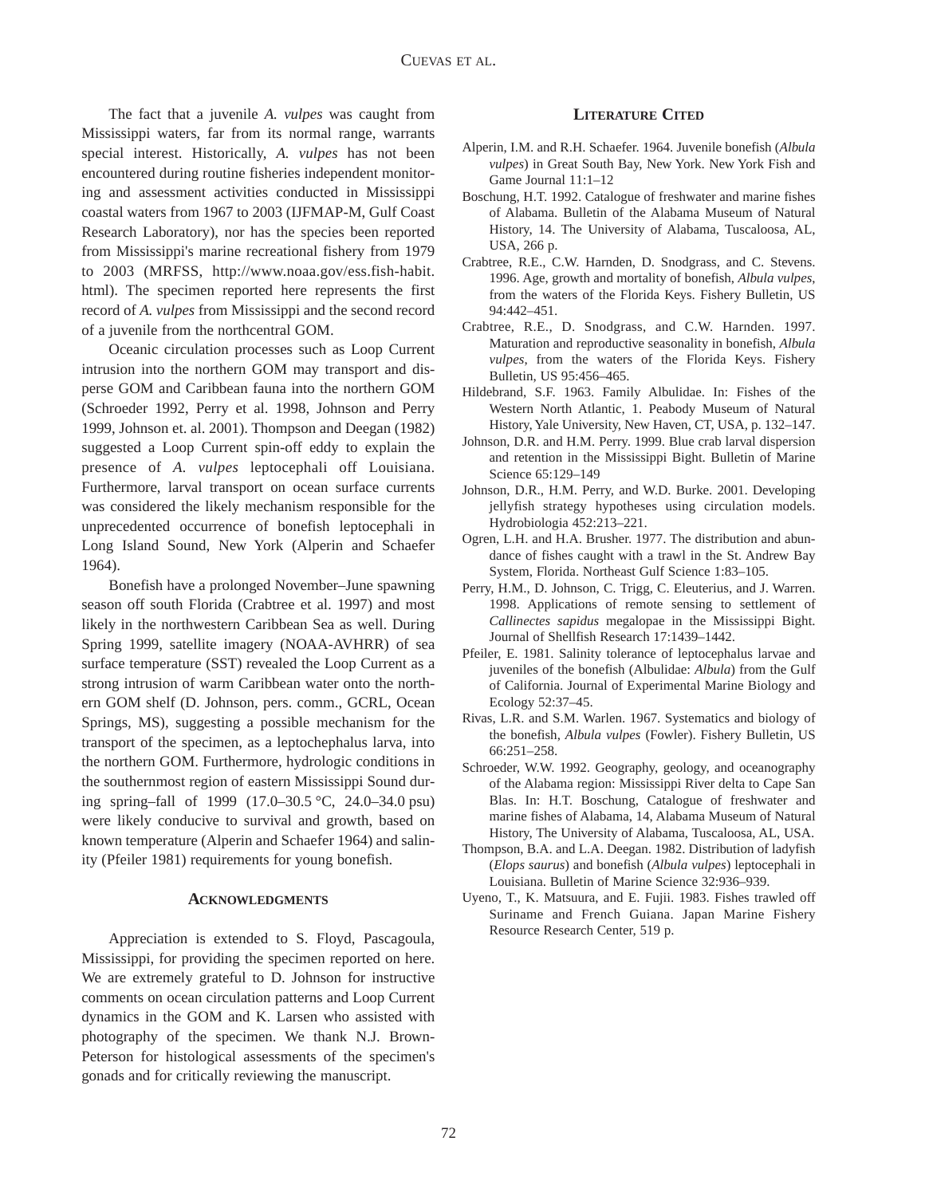The fact that a juvenile *A. vulpes* was caught from Mississippi waters, far from its normal range, warrants special interest. Historically, *A. vulpes* has not been encountered during routine fisheries independent monitoring and assessment activities conducted in Mississippi coastal waters from 1967 to 2003 (IJFMAP-M, Gulf Coast Research Laboratory), nor has the species been reported from Mississippi's marine recreational fishery from 1979 to 2003 (MRFSS, http://www.noaa.gov/ess.fish-habit.html). The specimen reported here represents the first record of *A. vulpes* from Mississippi and the second record of a juvenile from the northcentral GOM.

Oceanic circulation processes such as Loop Current intrusion into the northern GOM may transport and disperse GOM and Caribbean fauna into the northern GOM (Schroeder 1992, Perry et al. 1998, Johnson and Perry 1999, Johnson et. al. 2001). Thompson and Deegan (1982) suggested a Loop Current spin-off eddy to explain the presence of *A. vulpes* leptocephali off Louisiana. Furthermore, larval transport on ocean surface currents was considered the likely mechanism responsible for the unprecedented occurrence of bonefish leptocephali in Long Island Sound, New York (Alperin and Schaefer 1964).

Bonefish have a prolonged November–June spawning season off south Florida (Crabtree et al. 1997) and most likely in the northwestern Caribbean Sea as well. During Spring 1999, satellite imagery (NOAA-AVHRR) of sea surface temperature (SST) revealed the Loop Current as a strong intrusion of warm Caribbean water onto the northern GOM shelf (D. Johnson, pers. comm., GCRL, Ocean Springs, MS), suggesting a possible mechanism for the transport of the specimen, as a leptochephalus larva, into the northern GOM. Furthermore, hydrologic conditions in the southernmost region of eastern Mississippi Sound during spring–fall of 1999 (17.0–30.5 °C, 24.0–34.0 psu) were likely conducive to survival and growth, based on known temperature (Alperin and Schaefer 1964) and salinity (Pfeiler 1981) requirements for young bonefish.

## Acknowledgments

Appreciation is extended to S. Floyd, Pascagoula, Mississippi, for providing the specimen reported on here. We are extremely grateful to D. Johnson for instructive comments on ocean circulation patterns and Loop Current dynamics in the GOM and K. Larsen who assisted with photography of the specimen. We thank N.J. Brown-Peterson for histological assessments of the specimen's gonads and for critically reviewing the manuscript.

## Literature Cited

Alperin, I.M. and R.H. Schaefer. 1964. Juvenile bonefish (*Albula vulpes*) in Great South Bay, New York. New York Fish and Game Journal 11:1–12

Boschung, H.T. 1992. Catalogue of freshwater and marine fishes of Alabama. Bulletin of the Alabama Museum of Natural History, 14. The University of Alabama, Tuscaloosa, AL, USA, 266 p.

Crabtree, R.E., C.W. Harnden, D. Snodgrass, and C. Stevens. 1996. Age, growth and mortality of bonefish, *Albula vulpes*, from the waters of the Florida Keys. Fishery Bulletin, US 94:442–451.

Crabtree, R.E., D. Snodgrass, and C.W. Harnden. 1997. Maturation and reproductive seasonality in bonefish, *Albula vulpes*, from the waters of the Florida Keys. Fishery Bulletin, US 95:456–465.

Hildebrand, S.F. 1963. Family Albulidae. In: Fishes of the Western North Atlantic, 1. Peabody Museum of Natural History, Yale University, New Haven, CT, USA, p. 132–147.

Johnson, D.R. and H.M. Perry. 1999. Blue crab larval dispersion and retention in the Mississippi Bight. Bulletin of Marine Science 65:129–149

Johnson, D.R., H.M. Perry, and W.D. Burke. 2001. Developing jellyfish strategy hypotheses using circulation models. Hydrobiologia 452:213–221.

Ogren, L.H. and H.A. Brusher. 1977. The distribution and abundance of fishes caught with a trawl in the St. Andrew Bay System, Florida. Northeast Gulf Science 1:83–105.

Perry, H.M., D. Johnson, C. Trigg, C. Eleuterius, and J. Warren. 1998. Applications of remote sensing to settlement of *Callinectes sapidus* megalopae in the Mississippi Bight. Journal of Shellfish Research 17:1439–1442.

Pfeiler, E. 1981. Salinity tolerance of leptocephalus larvae and juveniles of the bonefish (Albulidae: *Albula*) from the Gulf of California. Journal of Experimental Marine Biology and Ecology 52:37–45.

Rivas, L.R. and S.M. Warlen. 1967. Systematics and biology of the bonefish, *Albula vulpes* (Fowler). Fishery Bulletin, US 66:251–258.

Schroeder, W.W. 1992. Geography, geology, and oceanography of the Alabama region: Mississippi River delta to Cape San Blas. In: H.T. Boschung, Catalogue of freshwater and marine fishes of Alabama, 14, Alabama Museum of Natural History, The University of Alabama, Tuscaloosa, AL, USA.

Thompson, B.A. and L.A. Deegan. 1982. Distribution of ladyfish (*Elops saurus*) and bonefish (*Albula vulpes*) leptocephali in Louisiana. Bulletin of Marine Science 32:936–939.

Uyeno, T., K. Matsuura, and E. Fujii. 1983. Fishes trawled off Suriname and French Guiana. Japan Marine Fishery Resource Research Center, 519 p.